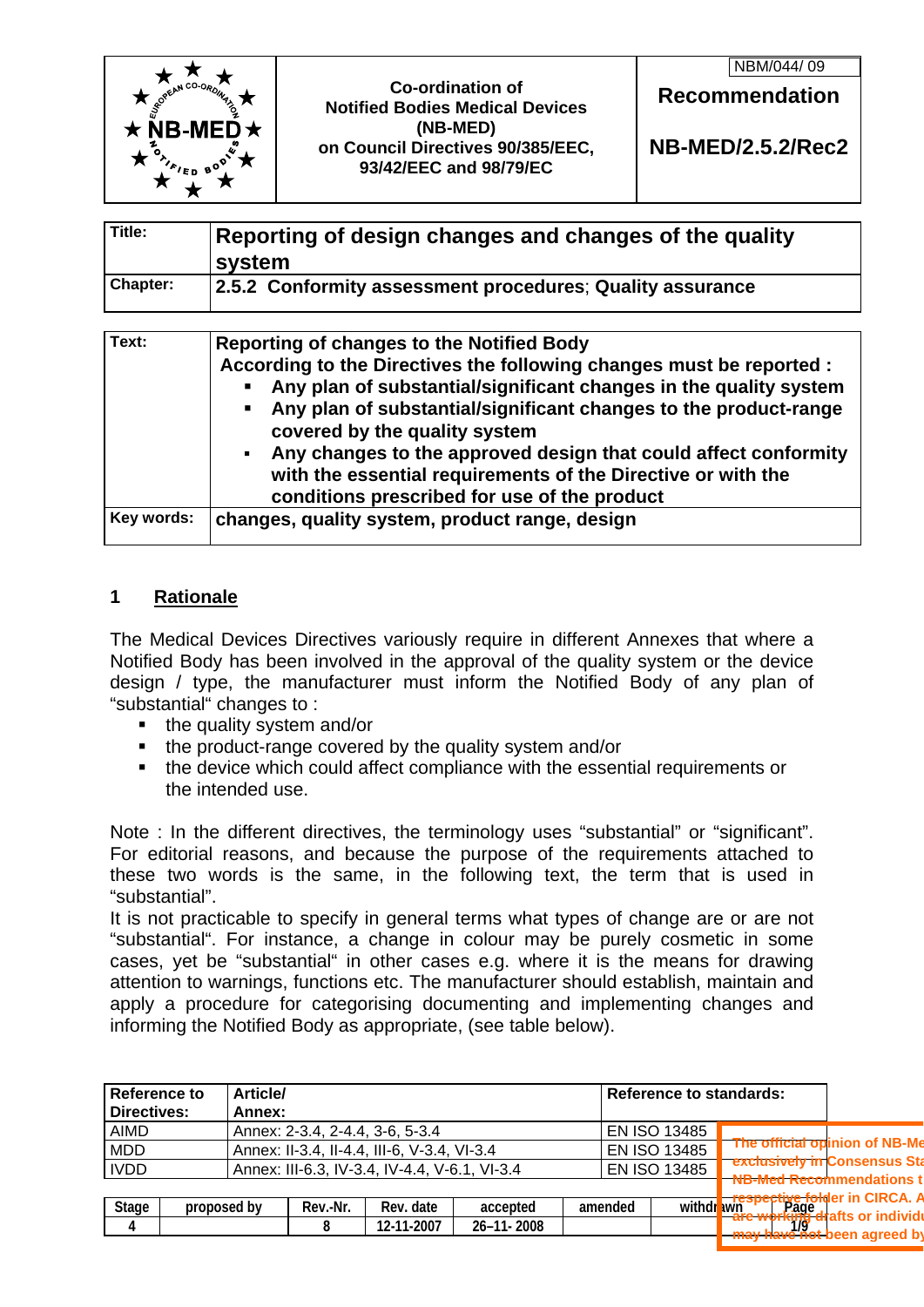| | Co-ordination of Notified Bodies Medical Devices (NB-MED) on Council Directives 90/385/EEC, 93/42/EEC and 98/79/EC | NBM/044/ 09 **Recommendation** **NB-MED/2.5.2/Rec2** |
|---|---|---|

| | |
|---|---|
| **Title:** | **Reporting of design changes and changes of the quality system** |
| **Chapter:** | **2.5.2 Conformity assessment procedures**; **Quality assurance** |

| | |
|---|---|
| **Text:** | **Reporting of changes to the Notified Body** **According to the Directives the following changes must be reported :** ▪ **Any plan of substantial/significant changes in the quality system** ▪ **Any plan of substantial/significant changes to the product-range covered by the quality system** ▪ **Any changes to the approved design that could affect conformity with the essential requirements of the Directive or with the conditions prescribed for use of the product** |
| **Key words:** | **changes, quality system, product range, design** |

## 1 Rationale

The Medical Devices Directives variously require in different Annexes that where a Notified Body has been involved in the approval of the quality system or the device design / type, the manufacturer must inform the Notified Body of any plan of "substantial" changes to :

- the quality system and/or
- the product-range covered by the quality system and/or
- the device which could affect compliance with the essential requirements or the intended use.

Note : In the different directives, the terminology uses "substantial" or "significant". For editorial reasons, and because the purpose of the requirements attached to these two words is the same, in the following text, the term that is used in "substantial".

It is not practicable to specify in general terms what types of change are or are not "substantial". For instance, a change in colour may be purely cosmetic in some cases, yet be "substantial" in other cases e.g. where it is the means for drawing attention to warnings, functions etc. The manufacturer should establish, maintain and apply a procedure for categorising documenting and implementing changes and informing the Notified Body as appropriate, (see table below).

| Reference to Directives: | Article/ Annex: | Reference to standards: |
|---|---|---|
| AIMD | Annex: 2-3.4, 2-4.4, 3-6, 5-3.4 | EN ISO 13485 |
| MDD | Annex: II-3.4, II-4.4, III-6, V-3.4, VI-3.4 | EN ISO 13485 |
| IVDD | Annex: III-6.3, IV-3.4, IV-4.4, V-6.1, VI-3.4 | EN ISO 13485 |

| Stage | proposed by | Rev.-Nr. | Rev. date | accepted | amended | withdrawn | Page |
|---|---|---|---|---|---|---|---|
| 4 | | 8 | 12-11-2007 | 26–11- 2008 | | | 1/9 |

~~The official opinion of NB-Me... exclusively in Consensus Sta... NB-Med Recommendations t... respective folder in CIRCA. A... are working drafts or individu... may have not been agreed by~~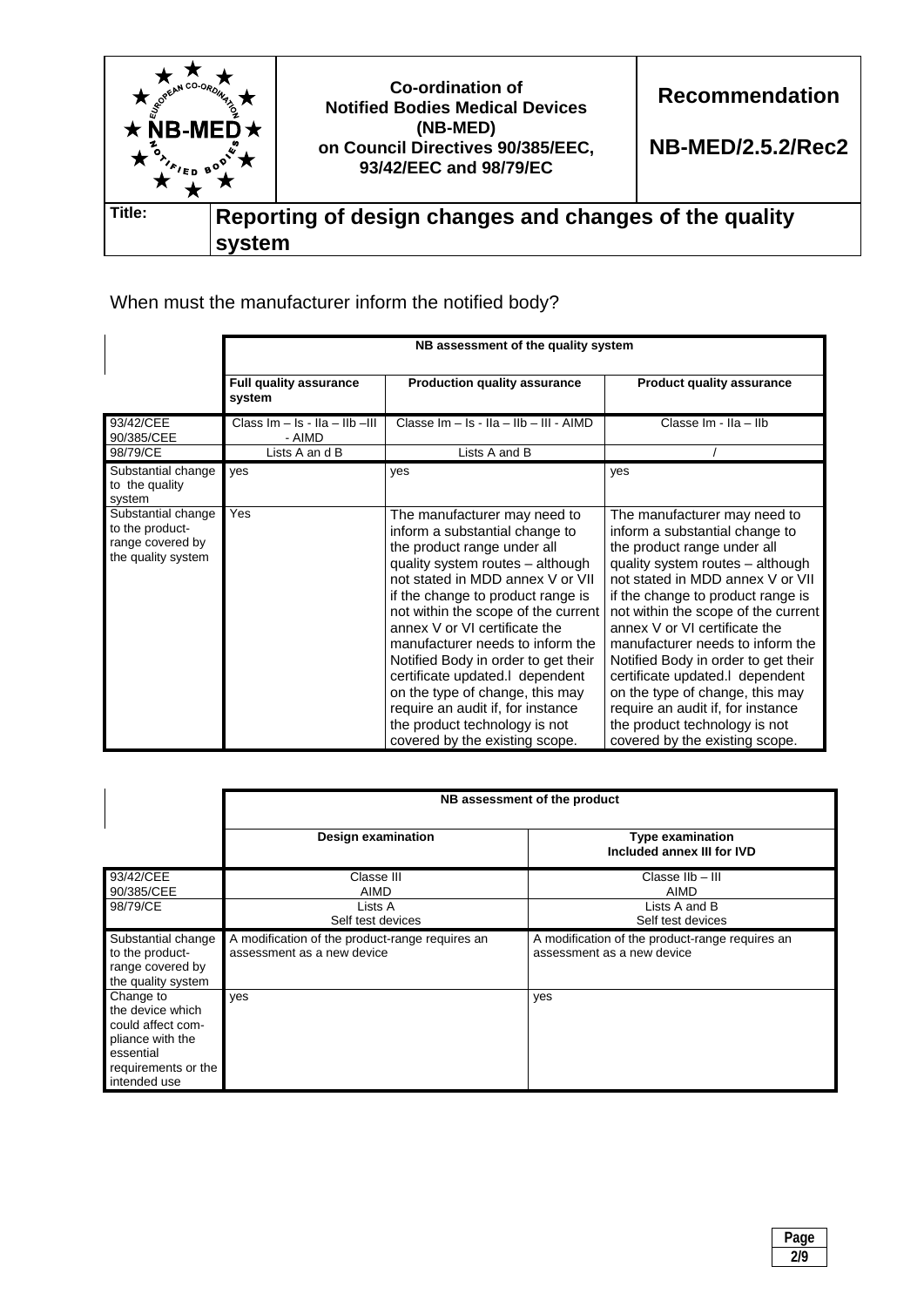When must the manufacturer inform the notified body?

| | NB assessment of the quality system | | |
|---|---|---|---|
| | **Full quality assurance system** | **Production quality assurance** | **Product quality assurance** |
| 93/42/CEE 90/385/CEE | Class Im – Is - IIa – IIb –III - AIMD | Classe Im – Is - IIa – IIb – III - AIMD | Classe Im - IIa – IIb |
| 98/79/CE | Lists A an d B | Lists A and B | / |
| Substantial change to the quality system | yes | yes | yes |
| Substantial change to the product-range covered by the quality system | Yes | The manufacturer may need to inform a substantial change to the product range under all quality system routes – although not stated in MDD annex V or VII if the change to product range is not within the scope of the current annex V or VI certificate the manufacturer needs to inform the Notified Body in order to get their certificate updated.l dependent on the type of change, this may require an audit if, for instance the product technology is not covered by the existing scope. | The manufacturer may need to inform a substantial change to the product range under all quality system routes – although not stated in MDD annex V or VII if the change to product range is not within the scope of the current annex V or VI certificate the manufacturer needs to inform the Notified Body in order to get their certificate updated.l dependent on the type of change, this may require an audit if, for instance the product technology is not covered by the existing scope. |

| | NB assessment of the product | |
|---|---|---|
| | **Design examination** | **Type examination Included annex III for IVD** |
| 93/42/CEE 90/385/CEE | Classe III AIMD | Classe IIb – III AIMD |
| 98/79/CE | Lists A Self test devices | Lists A and B Self test devices |
| Substantial change to the product-range covered by the quality system | A modification of the product-range requires an assessment as a new device | A modification of the product-range requires an assessment as a new device |
| Change to the device which could affect compliance with the essential requirements or the intended use | yes | yes |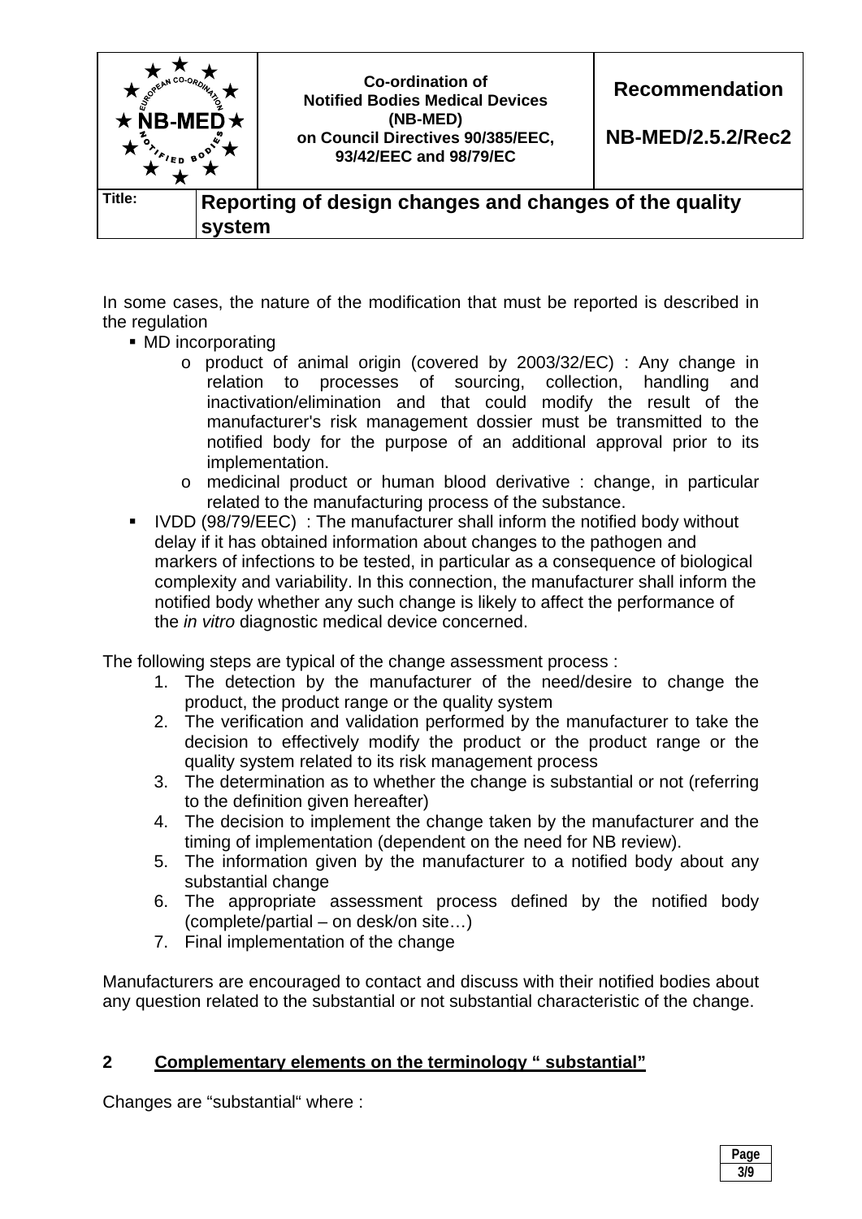In some cases, the nature of the modification that must be reported is described in the regulation

- MD incorporating
  - o product of animal origin (covered by 2003/32/EC) : Any change in relation to processes of sourcing, collection, handling and inactivation/elimination and that could modify the result of the manufacturer's risk management dossier must be transmitted to the notified body for the purpose of an additional approval prior to its implementation.
  - o medicinal product or human blood derivative : change, in particular related to the manufacturing process of the substance.
- IVDD (98/79/EEC) : The manufacturer shall inform the notified body without delay if it has obtained information about changes to the pathogen and markers of infections to be tested, in particular as a consequence of biological complexity and variability. In this connection, the manufacturer shall inform the notified body whether any such change is likely to affect the performance of the *in vitro* diagnostic medical device concerned.

The following steps are typical of the change assessment process :

1. The detection by the manufacturer of the need/desire to change the product, the product range or the quality system
2. The verification and validation performed by the manufacturer to take the decision to effectively modify the product or the product range or the quality system related to its risk management process
3. The determination as to whether the change is substantial or not (referring to the definition given hereafter)
4. The decision to implement the change taken by the manufacturer and the timing of implementation (dependent on the need for NB review).
5. The information given by the manufacturer to a notified body about any substantial change
6. The appropriate assessment process defined by the notified body (complete/partial – on desk/on site…)
7. Final implementation of the change

Manufacturers are encouraged to contact and discuss with their notified bodies about any question related to the substantial or not substantial characteristic of the change.

## 2 Complementary elements on the terminology " substantial"

Changes are "substantial" where :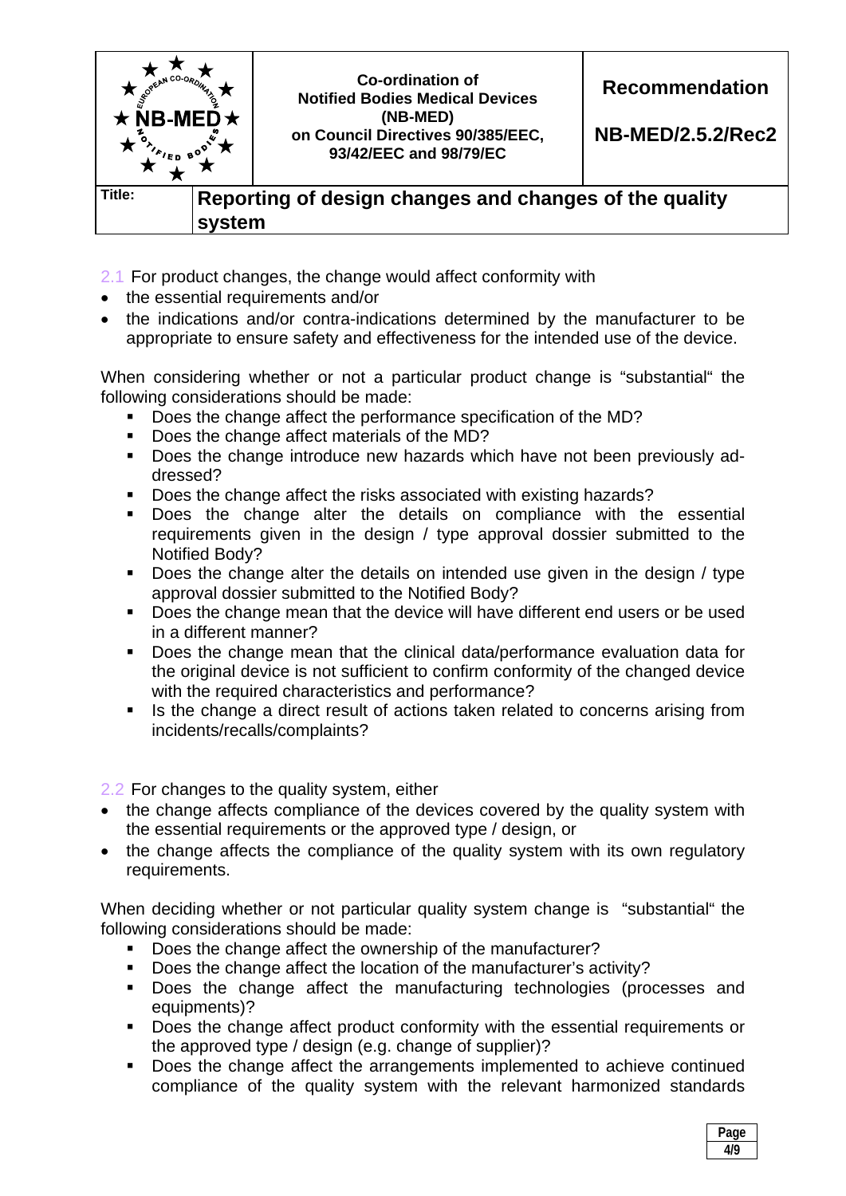2.1 For product changes, the change would affect conformity with

- the essential requirements and/or
- the indications and/or contra-indications determined by the manufacturer to be appropriate to ensure safety and effectiveness for the intended use of the device.

When considering whether or not a particular product change is "substantial" the following considerations should be made:

- Does the change affect the performance specification of the MD?
- Does the change affect materials of the MD?
- Does the change introduce new hazards which have not been previously addressed?
- Does the change affect the risks associated with existing hazards?
- Does the change alter the details on compliance with the essential requirements given in the design / type approval dossier submitted to the Notified Body?
- Does the change alter the details on intended use given in the design / type approval dossier submitted to the Notified Body?
- Does the change mean that the device will have different end users or be used in a different manner?
- Does the change mean that the clinical data/performance evaluation data for the original device is not sufficient to confirm conformity of the changed device with the required characteristics and performance?
- Is the change a direct result of actions taken related to concerns arising from incidents/recalls/complaints?

2.2 For changes to the quality system, either

- the change affects compliance of the devices covered by the quality system with the essential requirements or the approved type / design, or
- the change affects the compliance of the quality system with its own regulatory requirements.

When deciding whether or not particular quality system change is "substantial" the following considerations should be made:

- Does the change affect the ownership of the manufacturer?
- Does the change affect the location of the manufacturer's activity?
- Does the change affect the manufacturing technologies (processes and equipments)?
- Does the change affect product conformity with the essential requirements or the approved type / design (e.g. change of supplier)?
- Does the change affect the arrangements implemented to achieve continued compliance of the quality system with the relevant harmonized standards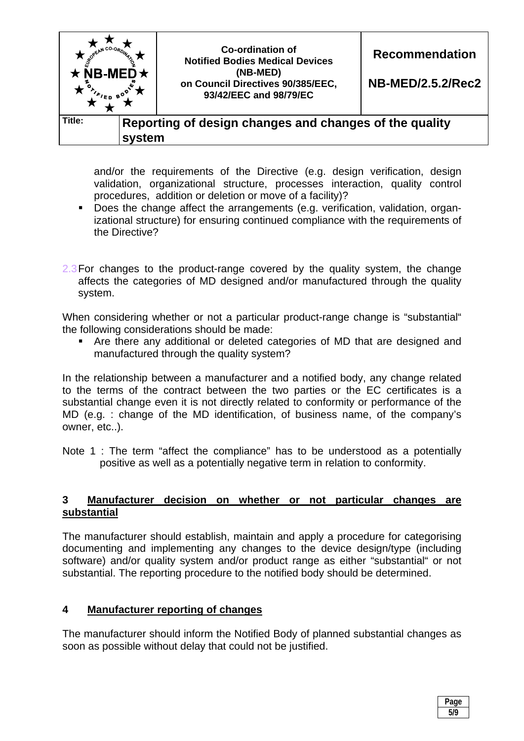and/or the requirements of the Directive (e.g. design verification, design validation, organizational structure, processes interaction, quality control procedures, addition or deletion or move of a facility)?

- Does the change affect the arrangements (e.g. verification, validation, organizational structure) for ensuring continued compliance with the requirements of the Directive?

2.3 For changes to the product-range covered by the quality system, the change affects the categories of MD designed and/or manufactured through the quality system.

When considering whether or not a particular product-range change is "substantial" the following considerations should be made:

- Are there any additional or deleted categories of MD that are designed and manufactured through the quality system?

In the relationship between a manufacturer and a notified body, any change related to the terms of the contract between the two parties or the EC certificates is a substantial change even it is not directly related to conformity or performance of the MD (e.g. : change of the MD identification, of business name, of the company's owner, etc..).

Note 1 : The term "affect the compliance" has to be understood as a potentially positive as well as a potentially negative term in relation to conformity.

## 3 Manufacturer decision on whether or not particular changes are substantial

The manufacturer should establish, maintain and apply a procedure for categorising documenting and implementing any changes to the device design/type (including software) and/or quality system and/or product range as either "substantial" or not substantial. The reporting procedure to the notified body should be determined.

## 4 Manufacturer reporting of changes

The manufacturer should inform the Notified Body of planned substantial changes as soon as possible without delay that could not be justified.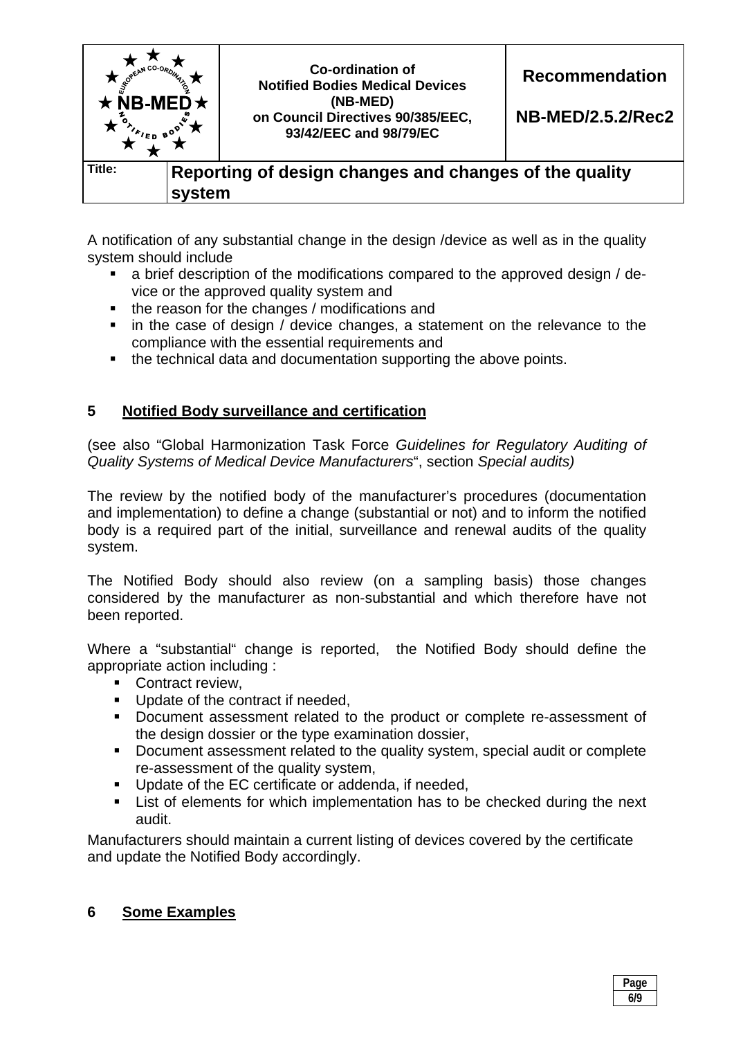A notification of any substantial change in the design /device as well as in the quality system should include

- a brief description of the modifications compared to the approved design / device or the approved quality system and
- the reason for the changes / modifications and
- in the case of design / device changes, a statement on the relevance to the compliance with the essential requirements and
- the technical data and documentation supporting the above points.

## 5 Notified Body surveillance and certification

(see also "Global Harmonization Task Force *Guidelines for Regulatory Auditing of Quality Systems of Medical Device Manufacturers*", section *Special audits)*

The review by the notified body of the manufacturer's procedures (documentation and implementation) to define a change (substantial or not) and to inform the notified body is a required part of the initial, surveillance and renewal audits of the quality system.

The Notified Body should also review (on a sampling basis) those changes considered by the manufacturer as non-substantial and which therefore have not been reported.

Where a "substantial" change is reported, the Notified Body should define the appropriate action including :

- Contract review,
- Update of the contract if needed,
- Document assessment related to the product or complete re-assessment of the design dossier or the type examination dossier,
- Document assessment related to the quality system, special audit or complete re-assessment of the quality system,
- Update of the EC certificate or addenda, if needed,
- List of elements for which implementation has to be checked during the next audit.

Manufacturers should maintain a current listing of devices covered by the certificate and update the Notified Body accordingly.

## 6 Some Examples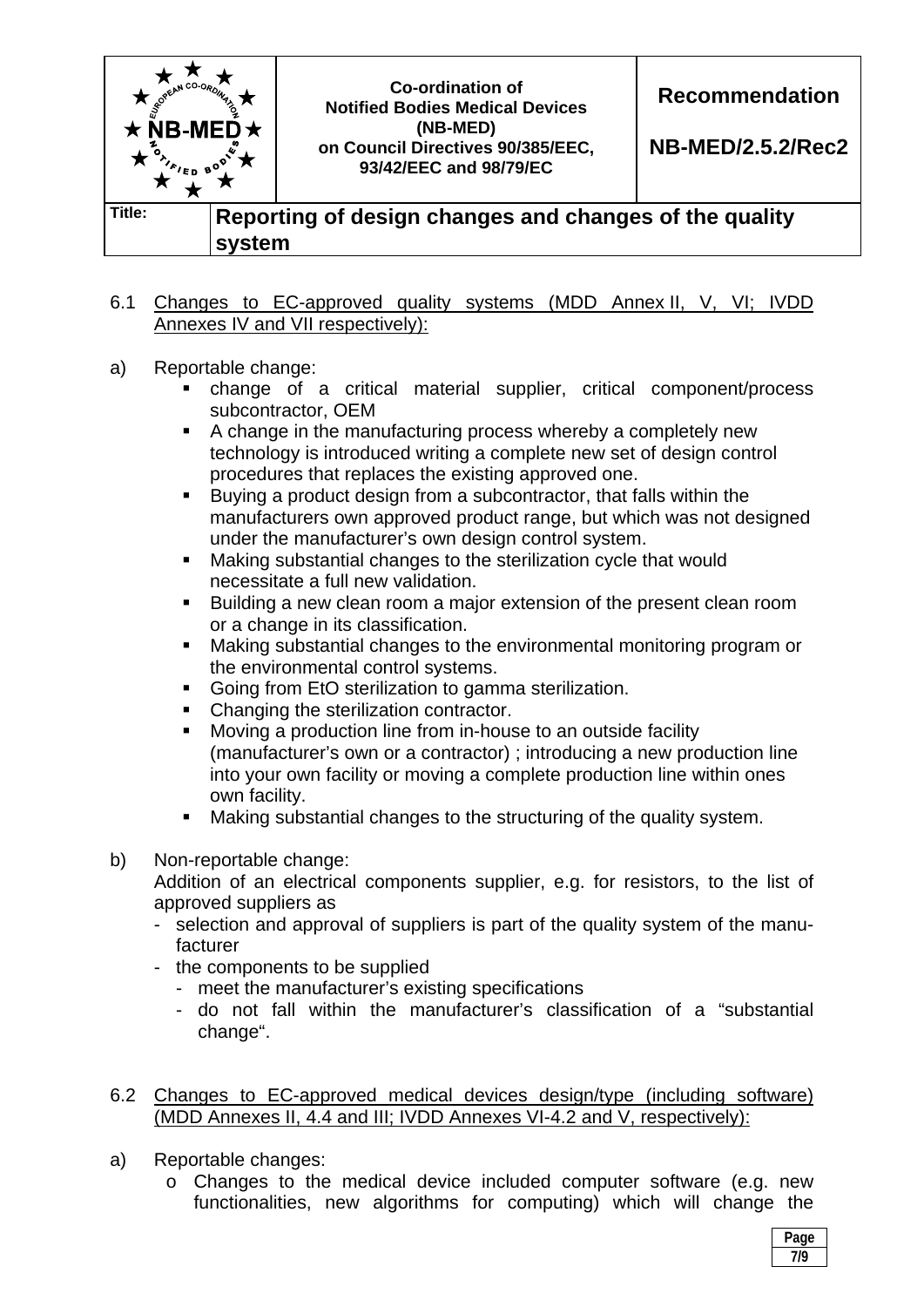6.1 Changes to EC-approved quality systems (MDD Annex II, V, VI; IVDD Annexes IV and VII respectively):

a) Reportable change:

- change of a critical material supplier, critical component/process subcontractor, OEM
- A change in the manufacturing process whereby a completely new technology is introduced writing a complete new set of design control procedures that replaces the existing approved one.
- Buying a product design from a subcontractor, that falls within the manufacturers own approved product range, but which was not designed under the manufacturer's own design control system.
- Making substantial changes to the sterilization cycle that would necessitate a full new validation.
- Building a new clean room a major extension of the present clean room or a change in its classification.
- Making substantial changes to the environmental monitoring program or the environmental control systems.
- Going from EtO sterilization to gamma sterilization.
- Changing the sterilization contractor.
- Moving a production line from in-house to an outside facility (manufacturer's own or a contractor) ; introducing a new production line into your own facility or moving a complete production line within ones own facility.
- Making substantial changes to the structuring of the quality system.

b) Non-reportable change:

Addition of an electrical components supplier, e.g. for resistors, to the list of approved suppliers as

- selection and approval of suppliers is part of the quality system of the manufacturer
- the components to be supplied
  - meet the manufacturer's existing specifications
  - do not fall within the manufacturer's classification of a "substantial change".

6.2 Changes to EC-approved medical devices design/type (including software) (MDD Annexes II, 4.4 and III; IVDD Annexes VI-4.2 and V, respectively):

a) Reportable changes:

- Changes to the medical device included computer software (e.g. new functionalities, new algorithms for computing) which will change the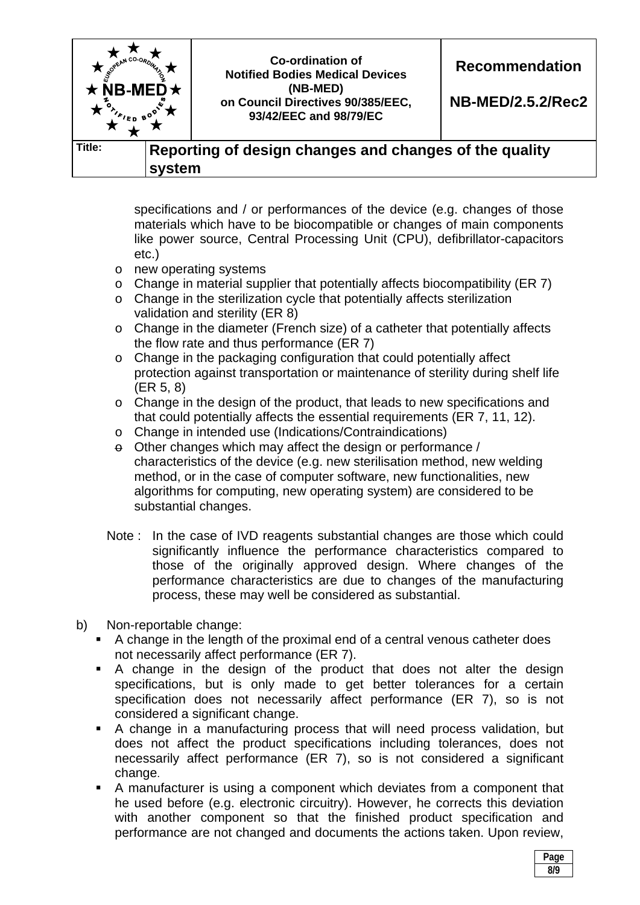specifications and / or performances of the device (e.g. changes of those materials which have to be biocompatible or changes of main components like power source, Central Processing Unit (CPU), defibrillator-capacitors etc.)

- new operating systems
- Change in material supplier that potentially affects biocompatibility (ER 7)
- Change in the sterilization cycle that potentially affects sterilization validation and sterility (ER 8)
- Change in the diameter (French size) of a catheter that potentially affects the flow rate and thus performance (ER 7)
- Change in the packaging configuration that could potentially affect protection against transportation or maintenance of sterility during shelf life (ER 5, 8)
- Change in the design of the product, that leads to new specifications and that could potentially affects the essential requirements (ER 7, 11, 12).
- Change in intended use (Indications/Contraindications)
- Other changes which may affect the design or performance / characteristics of the device (e.g. new sterilisation method, new welding method, or in the case of computer software, new functionalities, new algorithms for computing, new operating system) are considered to be substantial changes.

Note : In the case of IVD reagents substantial changes are those which could significantly influence the performance characteristics compared to those of the originally approved design. Where changes of the performance characteristics are due to changes of the manufacturing process, these may well be considered as substantial.

b) Non-reportable change:

- A change in the length of the proximal end of a central venous catheter does not necessarily affect performance (ER 7).
- A change in the design of the product that does not alter the design specifications, but is only made to get better tolerances for a certain specification does not necessarily affect performance (ER 7), so is not considered a significant change.
- A change in a manufacturing process that will need process validation, but does not affect the product specifications including tolerances, does not necessarily affect performance (ER 7), so is not considered a significant change.
- A manufacturer is using a component which deviates from a component that he used before (e.g. electronic circuitry). However, he corrects this deviation with another component so that the finished product specification and performance are not changed and documents the actions taken. Upon review,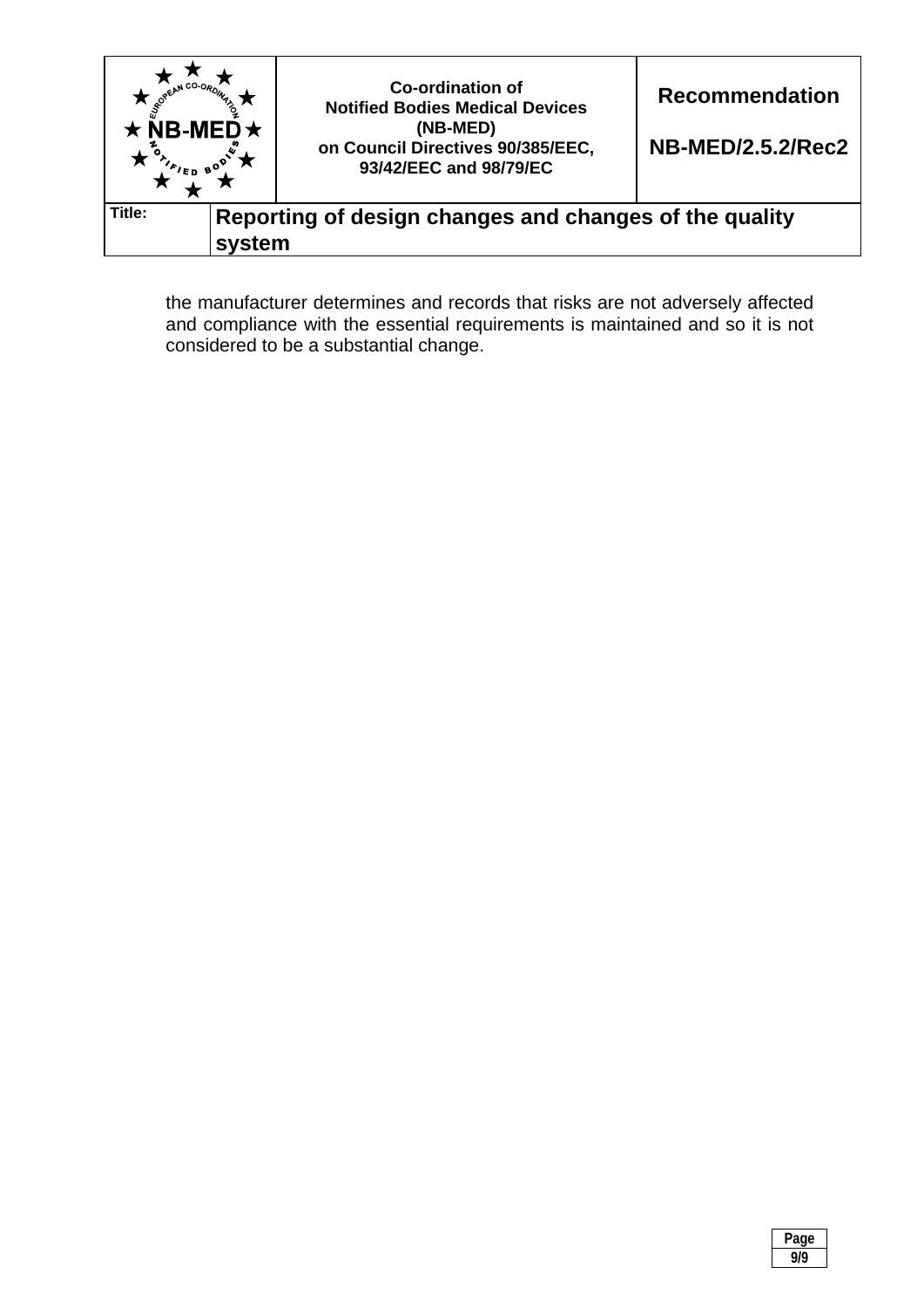the manufacturer determines and records that risks are not adversely affected and compliance with the essential requirements is maintained and so it is not considered to be a substantial change.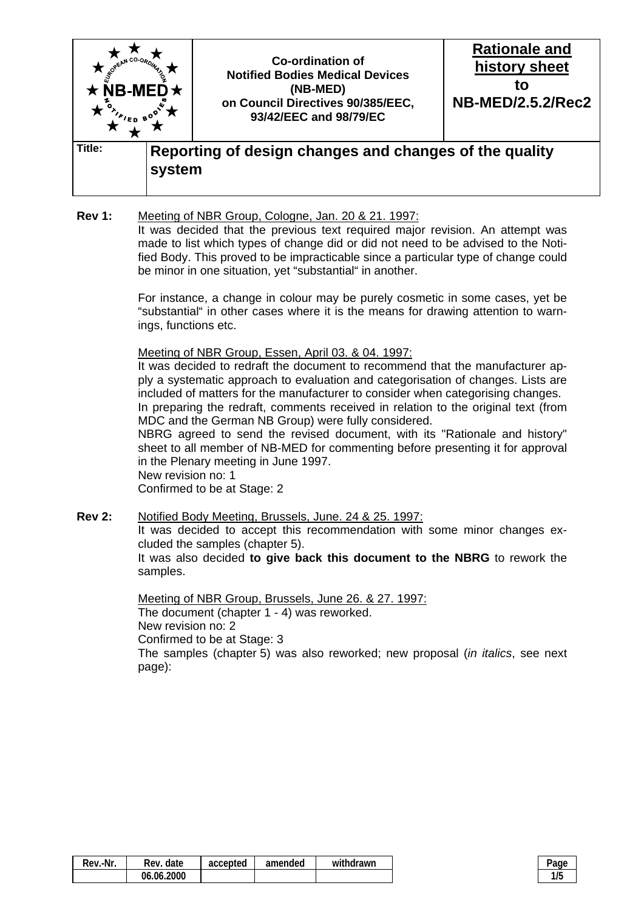| | Co-ordination of Notified Bodies Medical Devices (NB-MED) on Council Directives 90/385/EEC, 93/42/EEC and 98/79/EC | **Rationale and history sheet to NB-MED/2.5.2/Rec2** |
|---|---|---|
| **Title:** | **Reporting of design changes and changes of the quality system** | |

**Rev 1:** Meeting of NBR Group, Cologne, Jan. 20 & 21. 1997:

It was decided that the previous text required major revision. An attempt was made to list which types of change did or did not need to be advised to the Notified Body. This proved to be impracticable since a particular type of change could be minor in one situation, yet "substantial" in another.

For instance, a change in colour may be purely cosmetic in some cases, yet be "substantial" in other cases where it is the means for drawing attention to warnings, functions etc.

Meeting of NBR Group, Essen, April 03. & 04. 1997:

It was decided to redraft the document to recommend that the manufacturer apply a systematic approach to evaluation and categorisation of changes. Lists are included of matters for the manufacturer to consider when categorising changes.

In preparing the redraft, comments received in relation to the original text (from MDC and the German NB Group) were fully considered.

NBRG agreed to send the revised document, with its "Rationale and history" sheet to all member of NB-MED for commenting before presenting it for approval in the Plenary meeting in June 1997.

New revision no: 1

Confirmed to be at Stage: 2

**Rev 2:** Notified Body Meeting, Brussels, June. 24 & 25. 1997:

It was decided to accept this recommendation with some minor changes excluded the samples (chapter 5).

It was also decided **to give back this document to the NBRG** to rework the samples.

Meeting of NBR Group, Brussels, June 26. & 27. 1997:

The document (chapter 1 - 4) was reworked.

New revision no: 2

Confirmed to be at Stage: 3

The samples (chapter 5) was also reworked; new proposal (*in italics*, see next page):

| Rev.-Nr. | Rev. date | accepted | amended | withdrawn |
|---|---|---|---|---|
| | 06.06.2000 | | | |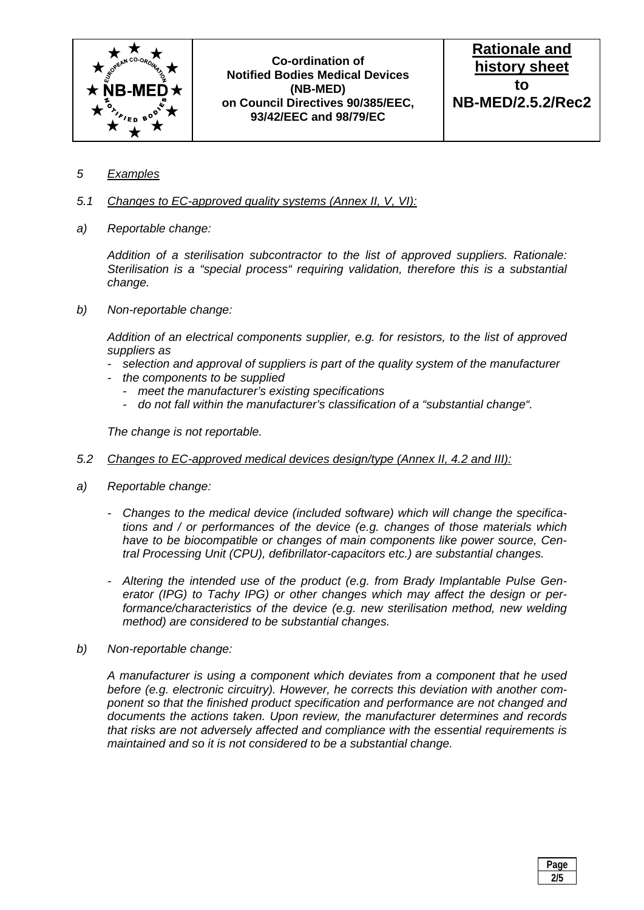*5 Examples*

*5.1 Changes to EC-approved quality systems (Annex II, V, VI):*

*a) Reportable change:*

*Addition of a sterilisation subcontractor to the list of approved suppliers. Rationale: Sterilisation is a "special process" requiring validation, therefore this is a substantial change.*

*b) Non-reportable change:*

*Addition of an electrical components supplier, e.g. for resistors, to the list of approved suppliers as*

- *selection and approval of suppliers is part of the quality system of the manufacturer*
- *the components to be supplied*
  - *meet the manufacturer's existing specifications*
  - *do not fall within the manufacturer's classification of a "substantial change".*

*The change is not reportable.*

*5.2 Changes to EC-approved medical devices design/type (Annex II, 4.2 and III):*

*a) Reportable change:*

- *Changes to the medical device (included software) which will change the specifications and / or performances of the device (e.g. changes of those materials which have to be biocompatible or changes of main components like power source, Central Processing Unit (CPU), defibrillator-capacitors etc.) are substantial changes.*
- *Altering the intended use of the product (e.g. from Brady Implantable Pulse Generator (IPG) to Tachy IPG) or other changes which may affect the design or performance/characteristics of the device (e.g. new sterilisation method, new welding method) are considered to be substantial changes.*

*b) Non-reportable change:*

*A manufacturer is using a component which deviates from a component that he used before (e.g. electronic circuitry). However, he corrects this deviation with another component so that the finished product specification and performance are not changed and documents the actions taken. Upon review, the manufacturer determines and records that risks are not adversely affected and compliance with the essential requirements is maintained and so it is not considered to be a substantial change.*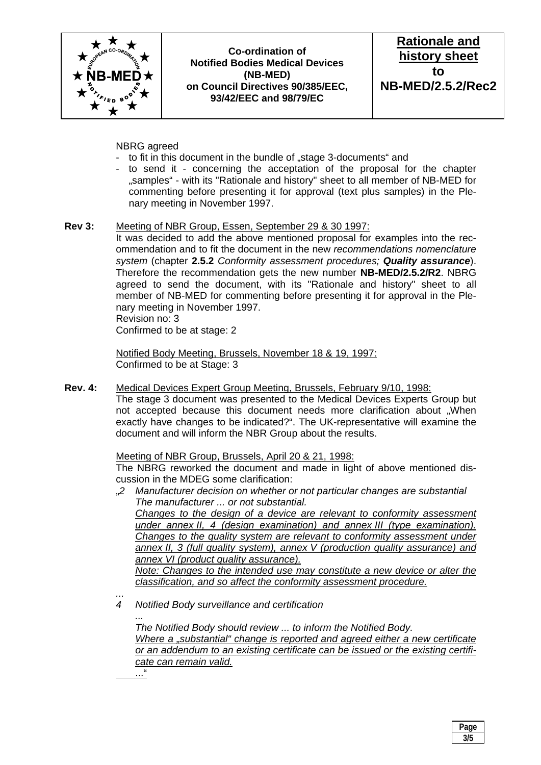NBRG agreed

- to fit in this document in the bundle of „stage 3-documents“ and
- to send it - concerning the acceptation of the proposal for the chapter „samples“ - with its "Rationale and history" sheet to all member of NB-MED for commenting before presenting it for approval (text plus samples) in the Plenary meeting in November 1997.

**Rev 3:** <u>Meeting of NBR Group, Essen, September 29 & 30 1997:</u>
It was decided to add the above mentioned proposal for examples into the recommendation and to fit the document in the new *recommendations nomenclature system* (chapter **2.5.2** *Conformity assessment procedures;* ***Quality assurance***). Therefore the recommendation gets the new number **NB-MED/2.5.2/R2**. NBRG agreed to send the document, with its "Rationale and history" sheet to all member of NB-MED for commenting before presenting it for approval in the Plenary meeting in November 1997.
Revision no: 3
Confirmed to be at stage: 2

<u>Notified Body Meeting, Brussels, November 18 & 19, 1997:</u>
Confirmed to be at Stage: 3

**Rev. 4:** <u>Medical Devices Expert Group Meeting, Brussels, February 9/10, 1998:</u>
The stage 3 document was presented to the Medical Devices Experts Group but not accepted because this document needs more clarification about „When exactly have changes to be indicated?“. The UK-representative will examine the document and will inform the NBR Group about the results.

<u>Meeting of NBR Group, Brussels, April 20 & 21, 1998:</u>
The NBRG reworked the document and made in light of above mentioned discussion in the MDEG some clarification:

„*2 Manufacturer decision on whether or not particular changes are substantial*
*The manufacturer ... or not substantial.*
<u>*Changes to the design of a device are relevant to conformity assessment under annex II, 4 (design examination) and annex III (type examination). Changes to the quality system are relevant to conformity assessment under annex II, 3 (full quality system), annex V (production quality assurance) and annex VI (product quality assurance).*</u>
<u>*Note: Changes to the intended use may constitute a new device or alter the classification, and so affect the conformity assessment procedure.*</u>

*...*

*4 Notified Body surveillance and certification*
*...*
*The Notified Body should review ... to inform the Notified Body.*
<u>*Where a „substantial“ change is reported and agreed either a new certificate or an addendum to an existing certificate can be issued or the existing certificate can remain valid.*</u>
*...*“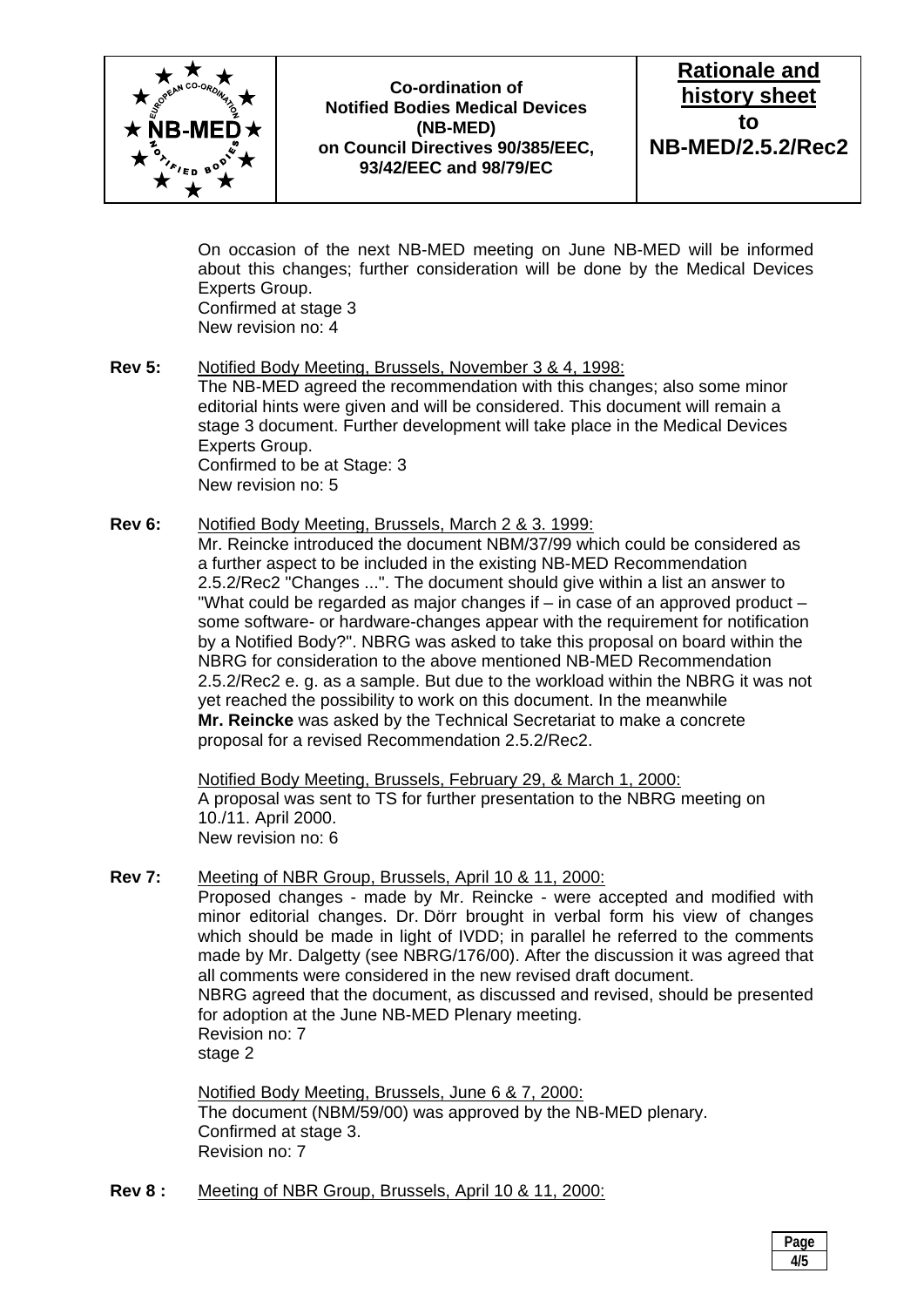On occasion of the next NB-MED meeting on June NB-MED will be informed about this changes; further consideration will be done by the Medical Devices Experts Group.
Confirmed at stage 3
New revision no: 4

**Rev 5:** Notified Body Meeting, Brussels, November 3 & 4, 1998:
The NB-MED agreed the recommendation with this changes; also some minor editorial hints were given and will be considered. This document will remain a stage 3 document. Further development will take place in the Medical Devices Experts Group.
Confirmed to be at Stage: 3
New revision no: 5

**Rev 6:** Notified Body Meeting, Brussels, March 2 & 3. 1999:
Mr. Reincke introduced the document NBM/37/99 which could be considered as a further aspect to be included in the existing NB-MED Recommendation 2.5.2/Rec2 "Changes ...". The document should give within a list an answer to "What could be regarded as major changes if – in case of an approved product – some software- or hardware-changes appear with the requirement for notification by a Notified Body?". NBRG was asked to take this proposal on board within the NBRG for consideration to the above mentioned NB-MED Recommendation 2.5.2/Rec2 e. g. as a sample. But due to the workload within the NBRG it was not yet reached the possibility to work on this document. In the meanwhile **Mr. Reincke** was asked by the Technical Secretariat to make a concrete proposal for a revised Recommendation 2.5.2/Rec2.

Notified Body Meeting, Brussels, February 29, & March 1, 2000:
A proposal was sent to TS for further presentation to the NBRG meeting on 10./11. April 2000.
New revision no: 6

**Rev 7:** Meeting of NBR Group, Brussels, April 10 & 11, 2000:
Proposed changes - made by Mr. Reincke - were accepted and modified with minor editorial changes. Dr. Dörr brought in verbal form his view of changes which should be made in light of IVDD; in parallel he referred to the comments made by Mr. Dalgetty (see NBRG/176/00). After the discussion it was agreed that all comments were considered in the new revised draft document.
NBRG agreed that the document, as discussed and revised, should be presented for adoption at the June NB-MED Plenary meeting.
Revision no: 7
stage 2

Notified Body Meeting, Brussels, June 6 & 7, 2000:
The document (NBM/59/00) was approved by the NB-MED plenary.
Confirmed at stage 3.
Revision no: 7

**Rev 8 :** Meeting of NBR Group, Brussels, April 10 & 11, 2000: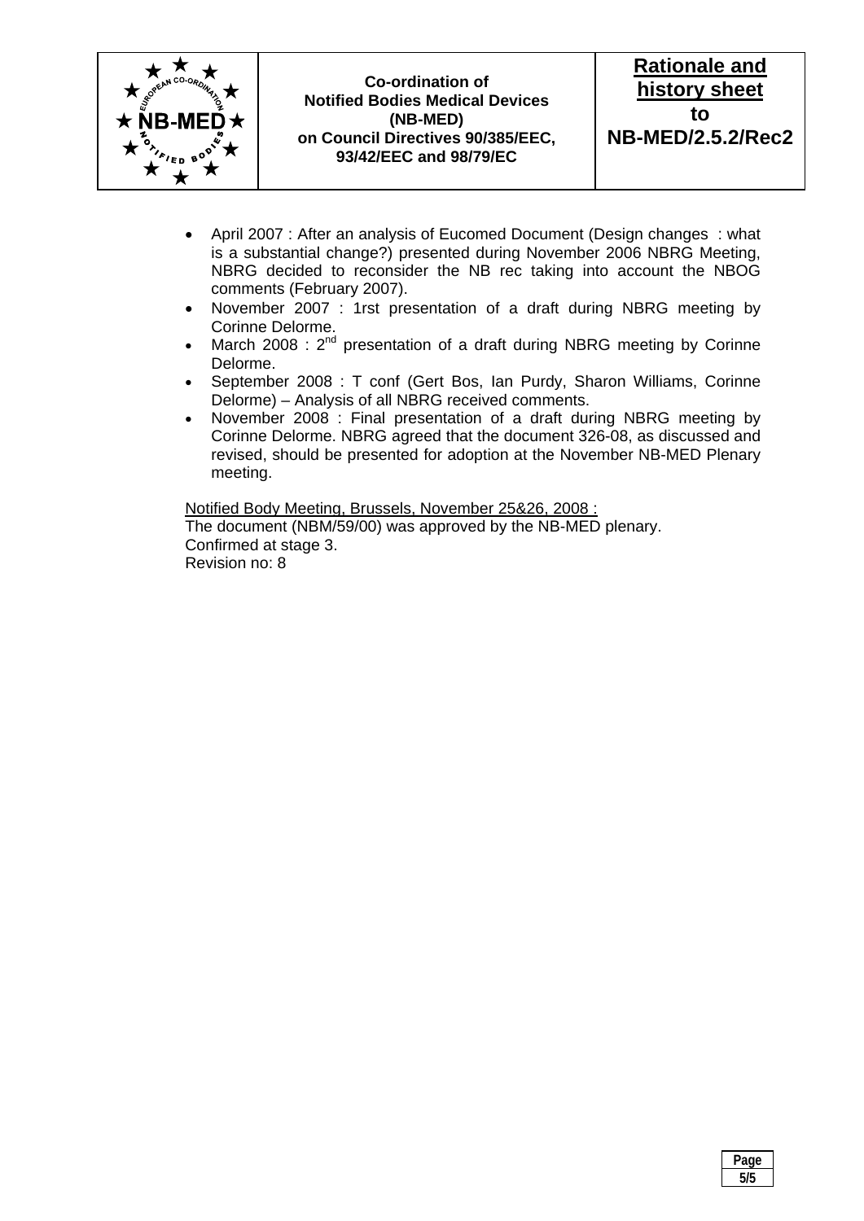- April 2007 : After an analysis of Eucomed Document (Design changes : what is a substantial change?) presented during November 2006 NBRG Meeting, NBRG decided to reconsider the NB rec taking into account the NBOG comments (February 2007).
- November 2007 : 1rst presentation of a draft during NBRG meeting by Corinne Delorme.
- March 2008 : 2nd presentation of a draft during NBRG meeting by Corinne Delorme.
- September 2008 : T conf (Gert Bos, Ian Purdy, Sharon Williams, Corinne Delorme) – Analysis of all NBRG received comments.
- November 2008 : Final presentation of a draft during NBRG meeting by Corinne Delorme. NBRG agreed that the document 326-08, as discussed and revised, should be presented for adoption at the November NB-MED Plenary meeting.

Notified Body Meeting, Brussels, November 25&26, 2008 :
The document (NBM/59/00) was approved by the NB-MED plenary.
Confirmed at stage 3.
Revision no: 8